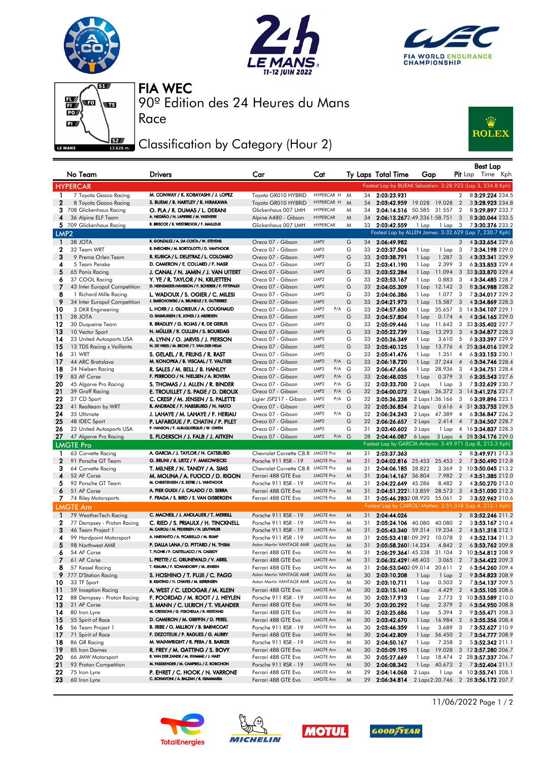# FIA WEC

## 90º Edition des 24 Heures du Mans

### Race

### Classification by Category (Hour 2)

| No | Team | Drivers | Car | Cat | Ty | Laps | Total Time | Gap | | Pit | Best Lap Lap | Best Lap Time | Best Lap Kph |
|---|---|---|---|---|---|---|---|---|---|---|---|---|---|
| **HYPERCAR** | | | | | | | | Fastest Lap by BUEMI Sébastien: 3:28.923 (Lap 3, 234.8 Kph) | | | | | |
| 1 | 7 Toyota Gazoo Racing | M. CONWAY / K. KOBAYASHI / J. LOPEZ | Toyota GR010 HYBRID | HYPERCAR H | M | 34 | 2:03:23.931 | | | 2 | 8 | 3:29.224 | 234.5 |
| 2 | 8 Toyota Gazoo Racing | S. BUEMI / B. HARTLEY / R. HIRAKAWA | Toyota GR010 HYBRID | HYPERCAR H | M | 34 | 2:03:42.959 | 19.028 | 19.028 | 2 | 3 | 3:28.923 | 234.8 |
| 3 | 708 Glickenhaus Racing | O. PLA / R. DUMAS / L. DERANI | Glickenhaus 007 LMH | HYPERCAR | M | 34 | 2:04:14.516 | 50.585 | 31.557 | 2 | 8 | 3:29.897 | 233.7 |
| 4 | 36 Alpine ELF Team | A. NEGRÃO / N. LAPIERRE / M. VAXIVIERE | Alpine A480 - Gibson | HYPERCAR | M | 34 | 2:06:13.267 | 2:49.336 | 1:58.751 | 3 | 8 | 3:30.044 | 233.5 |
| 5 | 709 Glickenhaus Racing | R. BRISCOE / R. WESTBROOK / F. MAILLEUX | Glickenhaus 007 LMH | HYPERCAR | M | 33 | 2:03:42.559 | 1 Lap | 1 Lap | 3 | 7 | 3:30.376 | 233.2 |
| **LMP2** | | | | | | | | Fastest Lap by ALLEN James: 3:32.629 (Lap 7, 230.7 Kph) | | | | | |
| 1 | 38 JOTA | R. GONZALEZ / A. DA COSTA / W. STEVENS | Oreca 07 - Gibson | LMP2 | G | 34 | 2:06:49.982 | | | 3 | 4 | 3:33.654 | 229.6 |
| 2 | 32 Team WRT | R. INEICHEN / M. BORTOLOTTI / D. VANTHOOR | Oreca 07 - Gibson | LMP2 | G | 33 | 2:03:37.504 | 1 Lap | 1 Lap | 3 | 7 | 3:34.198 | 229.0 |
| 3 | 9 Prema Orlen Team | R. KUBICA / L. DELETRAZ / L. COLOMBO | Oreca 07 - Gibson | LMP2 | G | 33 | 2:03:38.791 | 1 Lap | 1.287 | 3 | 4 | 3:33.341 | 229.9 |
| 4 | 5 Team Penske | D. CAMERON / E. COLLARD / F. NASR | Oreca 07 - Gibson | LMP2 | G | 33 | 2:03:41.190 | 1 Lap | 2.399 | 3 | 6 | 3:33.853 | 229.4 |
| 5 | 65 Panis Racing | J. CANAL / N. JAMIN / J. VAN UITERT | Oreca 07 - Gibson | LMP2 | G | 33 | 2:03:52.284 | 1 Lap | 11.094 | 3 | 33 | 3:33.870 | 229.4 |
| 6 | 37 COOL Racing | Y. YE / R. TAYLOR / N. KRUETTEN | Oreca 07 - Gibson | LMP2 | G | 33 | 2:03:53.167 | 1 Lap | 0.883 | 3 | 4 | 3:34.485 | 228.7 |
| 7 | 43 Inter Europol Competition | D. HEINEMEIER-HANSSON / F. SCHERER / P. FITTIPALDI | Oreca 07 - Gibson | LMP2 | G | 33 | 2:04:05.309 | 1 Lap | 12.142 | 3 | 8 | 3:34.988 | 228.2 |
| 8 | 1 Richard Mille Racing | L. WADOUX / S. OGIER / C. MILESI | Oreca 07 - Gibson | LMP2 | G | 33 | 2:04:06.386 | 1 Lap | 1.077 | 3 | 7 | 3:34.017 | 229.2 |
| 9 | 34 Inter Europol Competition | J. SMIECHOWSKI / A. BRUNDLE / E. GUTIERREZ | Oreca 07 - Gibson | LMP2 | G | 33 | 2:04:21.973 | 1 Lap | 15.587 | 3 | 4 | 3:34.869 | 228.3 |
| 10 | 3 DKR Engineering | L. HORR / J. GLORIEUX / A. COUGNAUD | Oreca 07 - Gibson | LMP2 P/A | G | 33 | 2:04:57.630 | 1 Lap | 35.657 | 3 | 14 | 3:34.107 | 229.1 |
| 11 | 28 JOTA | O. RASMUSSEN / E. JONES / J. ABERDEIN | Oreca 07 - Gibson | LMP2 | G | 33 | 2:04:57.804 | 1 Lap | 0.174 | 4 | 4 | 3:34.165 | 229.0 |
| 12 | 30 Duqueine Team | R. BRADLEY / G. ROJAS / R. DE GERUS | Oreca 07 - Gibson | LMP2 | G | 33 | 2:05:09.446 | 1 Lap | 11.642 | 3 | 33 | 3:35.402 | 227.7 |
| 13 | 10 Vector Sport | N. MÜLLER / R. CULLEN / S. BOURDAIS | Oreca 07 - Gibson | LMP2 | G | 33 | 2:05:22.739 | 1 Lap | 13.293 | 3 | 4 | 3:34.877 | 228.3 |
| 14 | 23 United Autosports USA | A. LYNN / O. JARVIS / J. PIERSON | Oreca 07 - Gibson | LMP2 | G | 33 | 2:05:26.349 | 1 Lap | 3.610 | 5 | 6 | 3:33.397 | 229.9 |
| 15 | 13 TDS Racing x Vaillante | N. DE VRIES / M. BECHE / T. VAN DER HELM | Oreca 07 - Gibson | LMP2 | G | 33 | 2:05:40.125 | 1 Lap | 13.776 | 4 | 25 | 3:34.016 | 229.2 |
| 16 | 31 WRT | S. GELAEL / R. FRIJNS / R. RAST | Oreca 07 - Gibson | LMP2 | G | 33 | 2:05:41.476 | 1 Lap | 1.351 | 4 | 6 | 3:33.153 | 230.1 |
| 17 | 44 ARC Bratislava | M. KONOPKA / B. VISCAAL / T. VAUTIER | Oreca 07 - Gibson | LMP2 P/A | G | 33 | 2:06:18.720 | 1 Lap | 37.244 | 4 | 6 | 3:34.746 | 228.4 |
| 18 | 24 Nielsen Racing | R. SALES / M. BELL / B. HANLEY | Oreca 07 - Gibson | LMP2 P/A | G | 33 | 2:06:47.656 | 1 Lap | 28.936 | 3 | 4 | 3:34.751 | 228.4 |
| 19 | 83 AF Corse | F. PERRODO / N. NIELSEN / A. ROVERA | Oreca 07 - Gibson | LMP2 P/A | G | 33 | 2:06:48.035 | 1 Lap | 0.379 | 3 | 6 | 3:35.543 | 227.6 |
| 20 | 45 Algarve Pro Racing | S. THOMAS / J. ALLEN / R. BINDER | Oreca 07 - Gibson | LMP2 P/A | G | 32 | 2:03:33.700 | 2 Laps | 1 Lap | 3 | 7 | 3:32.629 | 230.7 |
| 21 | 39 Graff Racing | E. TROUILLET / S. PAGE / D. DROUX | Oreca 07 - Gibson | LMP2 P/A | G | 32 | 2:04:00.072 | 2 Laps | 26.372 | 3 | 14 | 3:41.276 | 221.7 |
| 22 | 27 CD Sport | C. CRESP / M. JENSEN / S. PALETTE | Ligier JSP217 - Gibson | LMP2 P/A | G | 32 | 2:05:36.238 | 2 Laps | 1:36.166 | 3 | 6 | 3:39.896 | 223.1 |
| 23 | 41 Realteam by WRT | R. ANDRADE / F. HABSBURG / N. NATO | Oreca 07 - Gibson | LMP2 | G | 32 | 2:05:36.854 | 2 Laps | 0.616 | 4 | 31 | 3:33.755 | 229.5 |
| 24 | 35 Ultimate | J. LAHAYE / M. LAHAYE / F. HERIAU | Oreca 07 - Gibson | LMP2 P/A | G | 32 | 2:06:24.243 | 2 Laps | 47.389 | 4 | 6 | 3:36.847 | 226.2 |
| 25 | 48 IDEC Sport | P. LAFARGUE / P. CHATIN / P. PILET | Oreca 07 - Gibson | LMP2 | G | 32 | 2:06:26.657 | 2 Laps | 2.414 | 4 | 7 | 3:34.507 | 228.7 |
| 26 | 22 United Autosports USA | P. HANSON / F. ALBUQUERQUE / W. OWEN | Oreca 07 - Gibson | LMP2 | G | 31 | 2:03:40.602 | 3 Laps | 1 Lap | 3 | 16 | 3:34.837 | 228.3 |
| 27 | 47 Algarve Pro Racing | S. FLOERSCH / J. FALB / J. AITKEN | Oreca 07 - Gibson | LMP2 P/A | G | 28 | 2:04:46.087 | 6 Laps | 3 Laps | 4 | 28 | 3:34.176 | 229.0 |
| **LMGTE Pro** | | | | | | | | Fastest Lap by GARCIA Antonio: 3:49.971 (Lap 8, 213.3 Kph) | | | | | |
| 1 | 63 Corvette Racing | A. GARCIA / J. TAYLOR / N. CATSBURG | Chevrolet Corvette C8.R | LMGTE Pro | M | 31 | 2:03:37.363 | | | 2 | 8 | 3:49.971 | 213.3 |
| 2 | 91 Porsche GT Team | G. BRUNI / R. LIETZ / F. MAKOWIECKI | Porsche 911 RSR - 19 | LMGTE Pro | M | 31 | 2:04:02.816 | 25.453 | 25.453 | 2 | 7 | 3:50.490 | 212.8 |
| 3 | 64 Corvette Racing | T. MILNER / N. TANDY / A. SIMS | Chevrolet Corvette C8.R | LMGTE Pro | M | 31 | 2:04:06.185 | 28.822 | 3.369 | 2 | 10 | 3:50.045 | 213.2 |
| 4 | 52 AF Corse | M. MOLINA / A. FUOCO / D. RIGON | Ferrari 488 GTE Evo | LMGTE Pro | M | 31 | 2:04:14.167 | 36.804 | 7.982 | 2 | 4 | 3:51.385 | 212.0 |
| 5 | 92 Porsche GT Team | M. CHRISTENSEN / K. ESTRE / L. VANTHOOR | Porsche 911 RSR - 19 | LMGTE Pro | M | 31 | 2:04:22.649 | 45.286 | 8.482 | 2 | 4 | 3:50.270 | 213.0 |
| 6 | 51 AF Corse | A. PIER GUIDI / J. CALADO / D. SERRA | Ferrari 488 GTE Evo | LMGTE Pro | M | 31 | 2:04:51.222 | 1:13.859 | 28.573 | 3 | 4 | 3:51.030 | 212.3 |
| 7 | 74 Riley Motorsports | F. FRAGA / S. BIRD / S. VAN GISBERGEN | Ferrari 488 GTE Evo | LMGTE Pro | M | 31 | 2:05:46.283 | 2:08.920 | 55.061 | 2 | 3 | 3:52.962 | 210.6 |
| **LMGTE Am** | | | | | | | | Fastest Lap by CAIROLI Matteo: 3:51.318 (Lap 4, 212.1 Kph) | | | | | |
| 1 | 79 WeatherTech Racing | C. MACNEIL / J. ANDLAUER / T. MERRILL | Porsche 911 RSR - 19 | LMGTE Am | M | 31 | 2:04:44.026 | | | 2 | 8 | 3:52.246 | 211.2 |
| 2 | 77 Dempsey - Proton Racing | C. RIED / S. PRIAULX / H. TINCKNELL | Porsche 911 RSR - 19 | LMGTE Am | M | 31 | 2:05:24.106 | 40.080 | 40.080 | 2 | 3 | 3:53.167 | 210.4 |
| 3 | 46 Team Project 1 | M. CAIROLI / M. PEDERSEN / N. LEUTWILER | Porsche 911 RSR - 19 | LMGTE Am | M | 31 | 2:05:43.340 | 59.314 | 19.234 | 2 | 4 | 3:51.318 | 212.1 |
| 4 | 99 Hardpoint Motorsport | A. HARYANTO / A. PICARIELLO / M. RUMP | Porsche 911 RSR - 19 | LMGTE Am | M | 31 | 2:05:53.418 | 1:09.392 | 10.078 | 2 | 4 | 3:52.134 | 211.3 |
| 5 | 98 Northwest AMR | P. DALLA LANA / D. PITTARD / N. THIIM | Aston Martin VANTAGE AMR | LMGTE Am | M | 31 | 2:05:58.260 | 1:14.234 | 4.842 | 2 | 6 | 3:53.762 | 209.8 |
| 6 | 54 AF Corse | T. FLOHR / F. CASTELLACCI / N. CASSIDY | Ferrari 488 GTE Evo | LMGTE Am | M | 31 | 2:06:29.364 | 1:45.338 | 31.104 | 2 | 10 | 3:54.812 | 208.9 |
| 7 | 61 AF Corse | L. PRETTE / C. GRUNEWALD / V. ABRIL | Ferrari 488 GTE Evo | LMGTE Am | M | 31 | 2:06:32.429 | 1:48.403 | 3.065 | 2 | 7 | 3:54.422 | 209.3 |
| 8 | 57 Kessel Racing | T. KIMURA / F. SCHANDORFF / M. JENSEN | Ferrari 488 GTE Evo | LMGTE Am | M | 31 | 2:06:53.040 | 2:09.014 | 20.611 | 2 | 6 | 3:54.260 | 209.4 |
| 9 | 777 D'Station Racing | S. HOSHINO / T. FUJII / C. FAGG | Aston Martin VANTAGE AMR | LMGTE Am | M | 30 | 2:03:10.208 | 1 Lap | 1 Lap | 2 | 9 | 3:54.823 | 208.9 |
| 10 | 33 TF Sport | B. KEATING / H. CHAVES / M. SØRENSEN | Aston Martin VANTAGE AMR | LMGTE Am | M | 30 | 2:03:10.711 | 1 Lap | 0.503 | 2 | 7 | 3:54.137 | 209.5 |
| 11 | 59 Inception Racing | A. WEST / C. LEDOGAR / M. KLEIN | Ferrari 488 GTE Evo | LMGTE Am | M | 30 | 2:03:15.140 | 1 Lap | 4.429 | 2 | 4 | 3:55.105 | 208.6 |
| 12 | 88 Dempsey - Proton Racing | F. POORDAD / M. ROOT / J. HEYLEN | Porsche 911 RSR - 19 | LMGTE Am | M | 30 | 2:03:17.913 | 1 Lap | 2.773 | 2 | 10 | 3:53.589 | 210.0 |
| 13 | 21 AF Corse | S. MANN / C. ULRICH / T. VILANDER | Ferrari 488 GTE Evo | LMGTE Am | M | 30 | 2:03:20.292 | 1 Lap | 2.379 | 2 | 6 | 3:54.950 | 208.8 |
| 14 | 80 Iron Lynx | M. CRESSONI / G. FISICHELLA / R. HEISTAND | Ferrari 488 GTE Evo | LMGTE Am | M | 30 | 2:03:25.686 | 1 Lap | 5.394 | 2 | 9 | 3:55.471 | 208.3 |
| 15 | 55 Spirit of Race | D. CAMERON / M. GRIFFIN / D. PEREL | Ferrari 488 GTE Evo | LMGTE Am | M | 30 | 2:03:42.670 | 1 Lap | 16.984 | 2 | 6 | 3:55.356 | 208.4 |
| 16 | 56 Team Project 1 | B. IRIBE / O. MILLROY / B. BARNICOAT | Porsche 911 RSR - 19 | LMGTE Am | M | 30 | 2:03:46.359 | 1 Lap | 3.689 | 3 | 7 | 3:52.627 | 210.9 |
| 17 | 71 Spirit of Race | F. DEZOTEUX / P. RAGUES / G. AUBRY | Ferrari 488 GTE Evo | LMGTE Am | M | 30 | 2:04:42.809 | 1 Lap | 56.450 | 2 | 7 | 3:54.777 | 208.9 |
| 18 | 86 GR Racing | M. WAINWRIGHT / R. PERA / B. BARKER | Porsche 911 RSR - 19 | LMGTE Am | M | 30 | 2:04:50.167 | 1 Lap | 7.358 | 2 | 5 | 3:52.342 | 211.1 |
| 19 | 85 Iron Dames | R. FREY / M. GATTING / S. BOVY | Ferrari 488 GTE Evo | LMGTE Am | M | 30 | 2:05:09.195 | 1 Lap | 19.028 | 3 | 12 | 3:57.280 | 206.7 |
| 20 | 66 JMW Motorsport | R. VAN DER ZANDE / M. KVAMME / J. HART | Ferrari 488 GTE Evo | LMGTE Am | M | 30 | 2:05:27.669 | 1 Lap | 18.474 | 2 | 28 | 3:57.337 | 206.7 |
| 21 | 93 Proton Competition | M. FASSBENDER / M. CAMPBELL / Z. ROBICHON | Porsche 911 RSR - 19 | LMGTE Am | M | 30 | 2:06:08.342 | 1 Lap | 40.673 | 2 | 7 | 3:52.404 | 211.1 |
| 22 | 75 Iron Lynx | P. EHRET / C. HOOK / N. VARRONE | Ferrari 488 GTE Evo | LMGTE Am | M | 29 | 2:04:14.068 | 2 Laps | 1 Lap | 4 | 10 | 3:55.741 | 208.1 |
| 23 | 60 Iron Lynx | C. SCHIAVONI / A. BALZAN / R. GIAMMARIA | Ferrari 488 GTE Evo | LMGTE Am | M | 29 | 2:06:34.814 | 2 Laps | 2:20.746 | 2 | 28 | 3:56.172 | 207.7 |

11/06/2022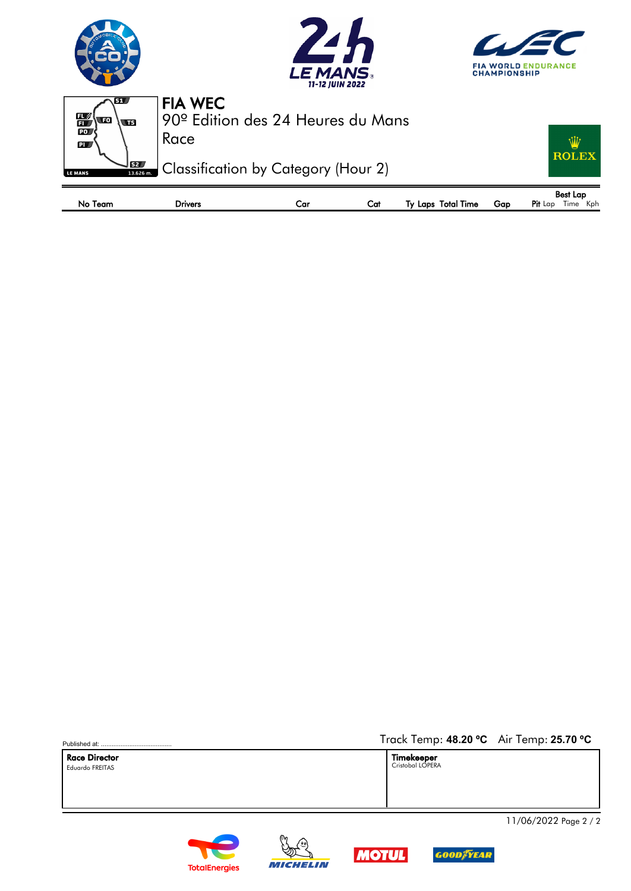# FIA WEC

90º Edition des 24 Heures du Mans

Race

Classification by Category (Hour 2)

| No | Team | Drivers | Car | Cat | Ty | Laps | Total Time | Gap | Pit | Best Lap Lap | Time | Kph |
|---|---|---|---|---|---|---|---|---|---|---|---|---|

Published at: ........................................

Track Temp: **48.20 ºC** Air Temp: **25.70 ºC**

| **Race Director** | **Timekeeper** |
|---|---|
| Eduardo FREITAS | Cristobal LÓPERA |

11/06/2022